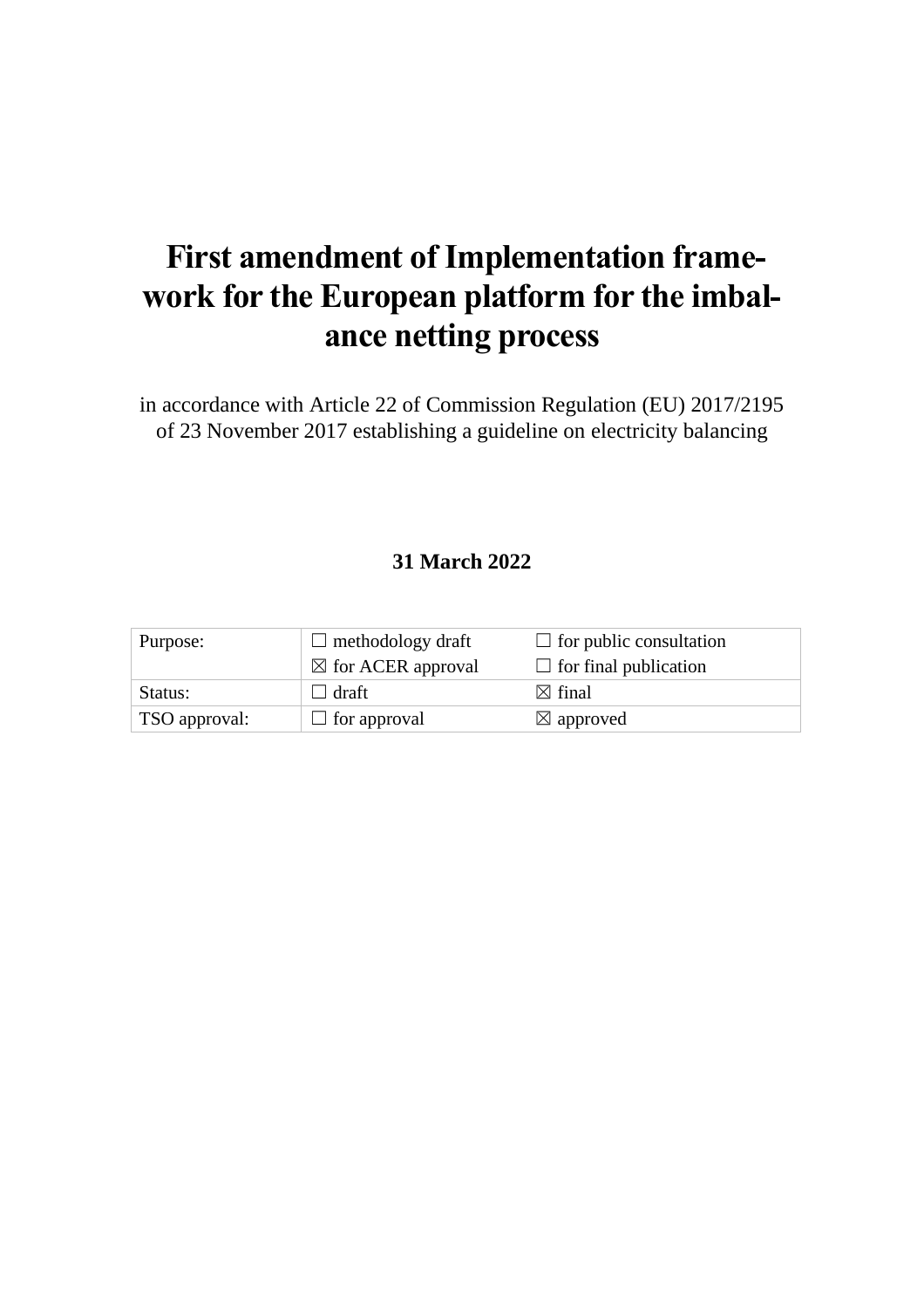# First amendment of Implementation framework for the European platform for the imbalance netting process

in accordance with Article 22 of Commission Regulation (EU) 2017/2195 of 23 November 2017 establishing a guideline on electricity balancing

**31 March 2022**

| Purpose: | ☐ methodology draft | ☐ for public consultation |
|---|---|---|
| | ☒ for ACER approval | ☐ for final publication |
| Status: | ☐ draft | ☒ final |
| TSO approval: | ☐ for approval | ☒ approved |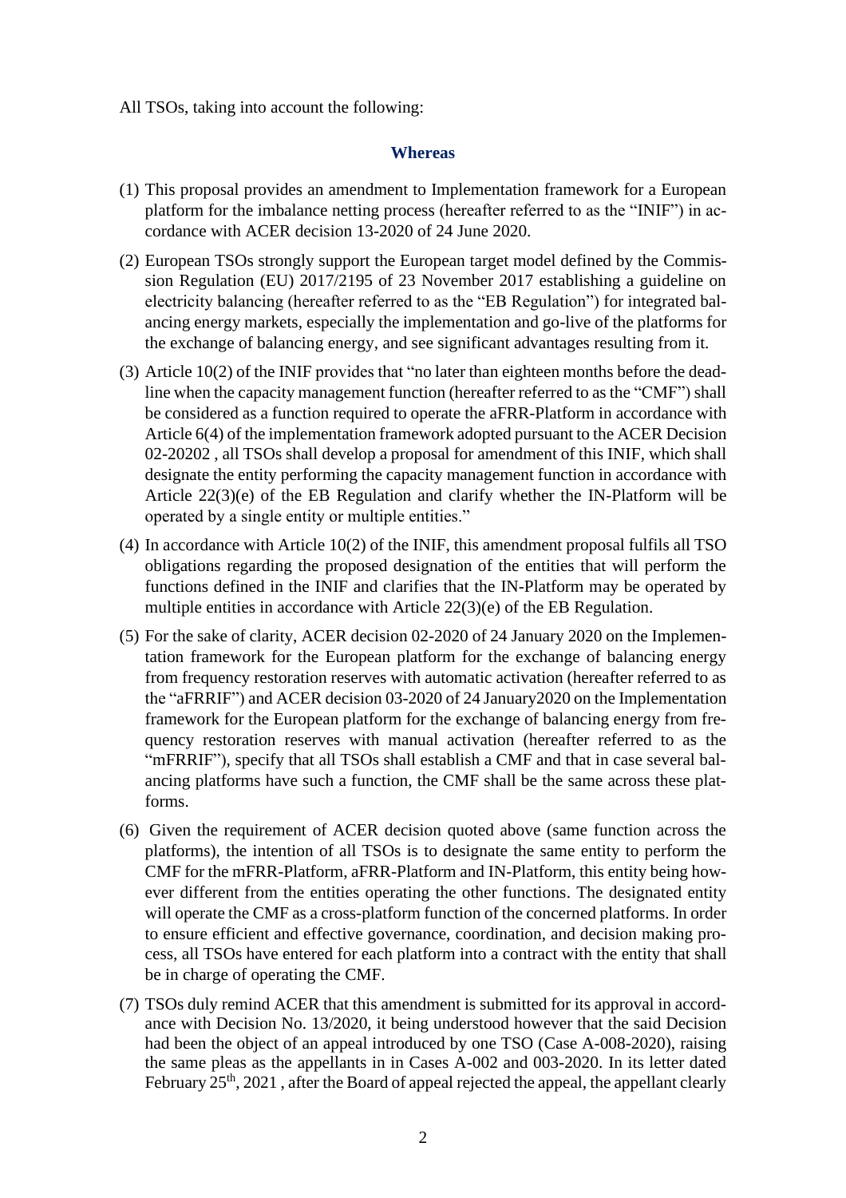All TSOs, taking into account the following:

## Whereas

(1) This proposal provides an amendment to Implementation framework for a European platform for the imbalance netting process (hereafter referred to as the "INIF") in accordance with ACER decision 13-2020 of 24 June 2020.

(2) European TSOs strongly support the European target model defined by the Commission Regulation (EU) 2017/2195 of 23 November 2017 establishing a guideline on electricity balancing (hereafter referred to as the "EB Regulation") for integrated balancing energy markets, especially the implementation and go-live of the platforms for the exchange of balancing energy, and see significant advantages resulting from it.

(3) Article 10(2) of the INIF provides that "no later than eighteen months before the deadline when the capacity management function (hereafter referred to as the "CMF") shall be considered as a function required to operate the aFRR-Platform in accordance with Article 6(4) of the implementation framework adopted pursuant to the ACER Decision 02-20202 , all TSOs shall develop a proposal for amendment of this INIF, which shall designate the entity performing the capacity management function in accordance with Article 22(3)(e) of the EB Regulation and clarify whether the IN-Platform will be operated by a single entity or multiple entities."

(4) In accordance with Article 10(2) of the INIF, this amendment proposal fulfils all TSO obligations regarding the proposed designation of the entities that will perform the functions defined in the INIF and clarifies that the IN-Platform may be operated by multiple entities in accordance with Article 22(3)(e) of the EB Regulation.

(5) For the sake of clarity, ACER decision 02-2020 of 24 January 2020 on the Implementation framework for the European platform for the exchange of balancing energy from frequency restoration reserves with automatic activation (hereafter referred to as the "aFRRIF") and ACER decision 03-2020 of 24 January2020 on the Implementation framework for the European platform for the exchange of balancing energy from frequency restoration reserves with manual activation (hereafter referred to as the "mFRRIF"), specify that all TSOs shall establish a CMF and that in case several balancing platforms have such a function, the CMF shall be the same across these platforms.

(6) Given the requirement of ACER decision quoted above (same function across the platforms), the intention of all TSOs is to designate the same entity to perform the CMF for the mFRR-Platform, aFRR-Platform and IN-Platform, this entity being however different from the entities operating the other functions. The designated entity will operate the CMF as a cross-platform function of the concerned platforms. In order to ensure efficient and effective governance, coordination, and decision making process, all TSOs have entered for each platform into a contract with the entity that shall be in charge of operating the CMF.

(7) TSOs duly remind ACER that this amendment is submitted for its approval in accordance with Decision No. 13/2020, it being understood however that the said Decision had been the object of an appeal introduced by one TSO (Case A-008-2020), raising the same pleas as the appellants in in Cases A-002 and 003-2020. In its letter dated February 25th, 2021 , after the Board of appeal rejected the appeal, the appellant clearly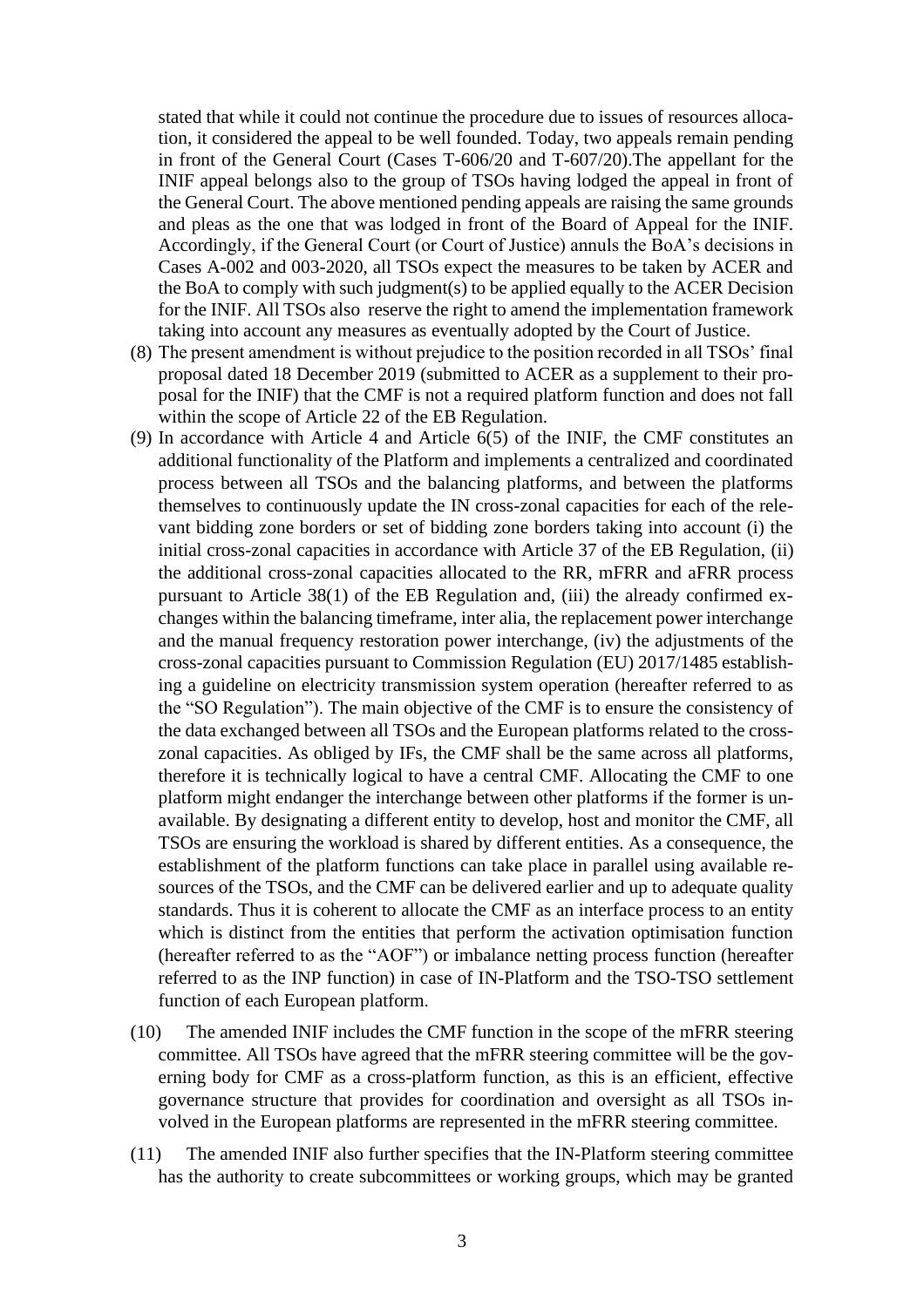stated that while it could not continue the procedure due to issues of resources allocation, it considered the appeal to be well founded. Today, two appeals remain pending in front of the General Court (Cases T-606/20 and T-607/20).The appellant for the INIF appeal belongs also to the group of TSOs having lodged the appeal in front of the General Court. The above mentioned pending appeals are raising the same grounds and pleas as the one that was lodged in front of the Board of Appeal for the INIF. Accordingly, if the General Court (or Court of Justice) annuls the BoA's decisions in Cases A-002 and 003-2020, all TSOs expect the measures to be taken by ACER and the BoA to comply with such judgment(s) to be applied equally to the ACER Decision for the INIF. All TSOs also reserve the right to amend the implementation framework taking into account any measures as eventually adopted by the Court of Justice.

(8) The present amendment is without prejudice to the position recorded in all TSOs' final proposal dated 18 December 2019 (submitted to ACER as a supplement to their proposal for the INIF) that the CMF is not a required platform function and does not fall within the scope of Article 22 of the EB Regulation.

(9) In accordance with Article 4 and Article 6(5) of the INIF, the CMF constitutes an additional functionality of the Platform and implements a centralized and coordinated process between all TSOs and the balancing platforms, and between the platforms themselves to continuously update the IN cross-zonal capacities for each of the relevant bidding zone borders or set of bidding zone borders taking into account (i) the initial cross-zonal capacities in accordance with Article 37 of the EB Regulation, (ii) the additional cross-zonal capacities allocated to the RR, mFRR and aFRR process pursuant to Article 38(1) of the EB Regulation and, (iii) the already confirmed exchanges within the balancing timeframe, inter alia, the replacement power interchange and the manual frequency restoration power interchange, (iv) the adjustments of the cross-zonal capacities pursuant to Commission Regulation (EU) 2017/1485 establishing a guideline on electricity transmission system operation (hereafter referred to as the "SO Regulation"). The main objective of the CMF is to ensure the consistency of the data exchanged between all TSOs and the European platforms related to the cross-zonal capacities. As obliged by IFs, the CMF shall be the same across all platforms, therefore it is technically logical to have a central CMF. Allocating the CMF to one platform might endanger the interchange between other platforms if the former is unavailable. By designating a different entity to develop, host and monitor the CMF, all TSOs are ensuring the workload is shared by different entities. As a consequence, the establishment of the platform functions can take place in parallel using available resources of the TSOs, and the CMF can be delivered earlier and up to adequate quality standards. Thus it is coherent to allocate the CMF as an interface process to an entity which is distinct from the entities that perform the activation optimisation function (hereafter referred to as the "AOF") or imbalance netting process function (hereafter referred to as the INP function) in case of IN-Platform and the TSO-TSO settlement function of each European platform.

(10) The amended INIF includes the CMF function in the scope of the mFRR steering committee. All TSOs have agreed that the mFRR steering committee will be the governing body for CMF as a cross-platform function, as this is an efficient, effective governance structure that provides for coordination and oversight as all TSOs involved in the European platforms are represented in the mFRR steering committee.

(11) The amended INIF also further specifies that the IN-Platform steering committee has the authority to create subcommittees or working groups, which may be granted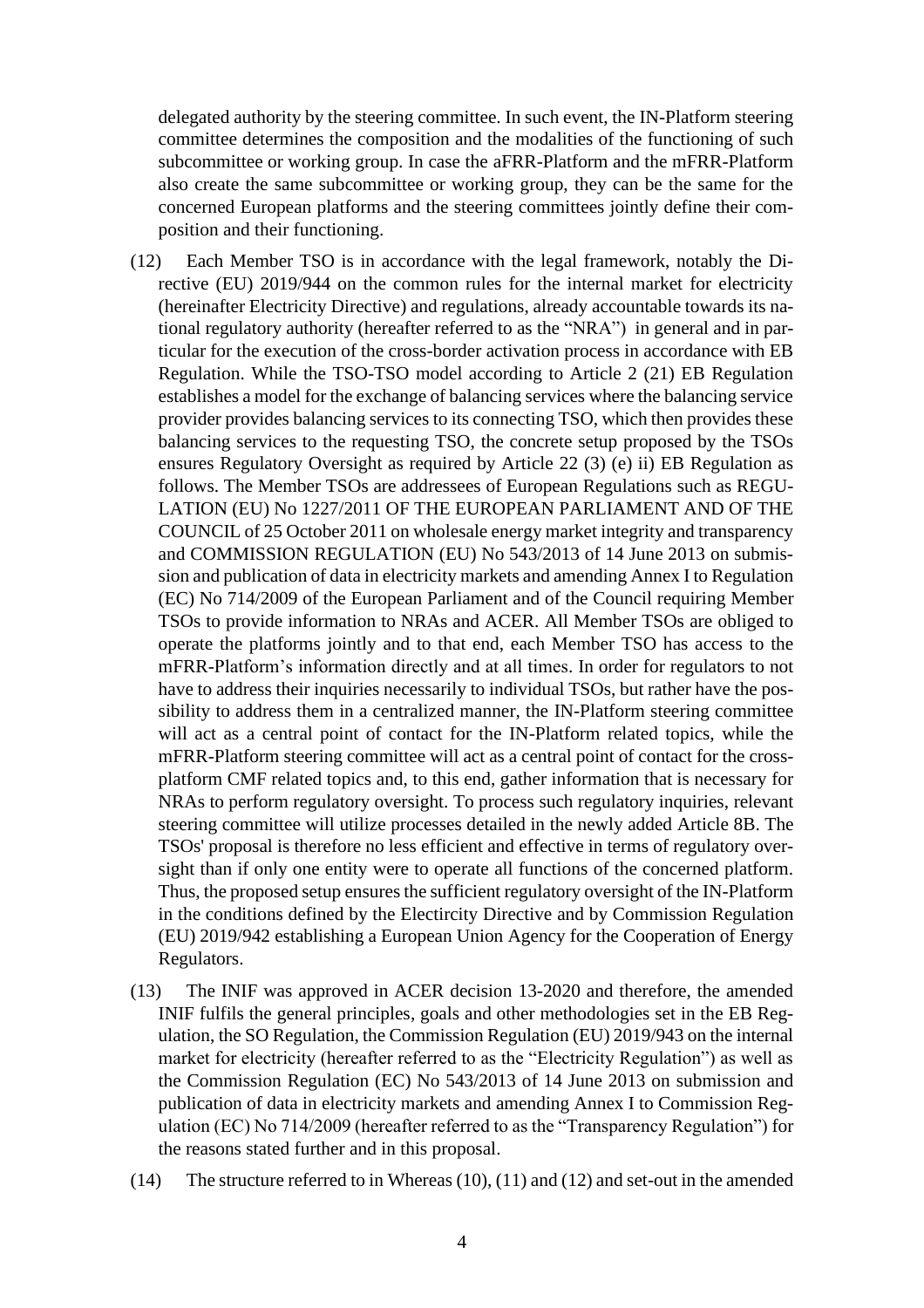delegated authority by the steering committee. In such event, the IN-Platform steering committee determines the composition and the modalities of the functioning of such subcommittee or working group. In case the aFRR-Platform and the mFRR-Platform also create the same subcommittee or working group, they can be the same for the concerned European platforms and the steering committees jointly define their composition and their functioning.

(12) Each Member TSO is in accordance with the legal framework, notably the Directive (EU) 2019/944 on the common rules for the internal market for electricity (hereinafter Electricity Directive) and regulations, already accountable towards its national regulatory authority (hereafter referred to as the "NRA") in general and in particular for the execution of the cross-border activation process in accordance with EB Regulation. While the TSO-TSO model according to Article 2 (21) EB Regulation establishes a model for the exchange of balancing services where the balancing service provider provides balancing services to its connecting TSO, which then provides these balancing services to the requesting TSO, the concrete setup proposed by the TSOs ensures Regulatory Oversight as required by Article 22 (3) (e) ii) EB Regulation as follows. The Member TSOs are addressees of European Regulations such as REGULATION (EU) No 1227/2011 OF THE EUROPEAN PARLIAMENT AND OF THE COUNCIL of 25 October 2011 on wholesale energy market integrity and transparency and COMMISSION REGULATION (EU) No 543/2013 of 14 June 2013 on submission and publication of data in electricity markets and amending Annex I to Regulation (EC) No 714/2009 of the European Parliament and of the Council requiring Member TSOs to provide information to NRAs and ACER. All Member TSOs are obliged to operate the platforms jointly and to that end, each Member TSO has access to the mFRR-Platform's information directly and at all times. In order for regulators to not have to address their inquiries necessarily to individual TSOs, but rather have the possibility to address them in a centralized manner, the IN-Platform steering committee will act as a central point of contact for the IN-Platform related topics, while the mFRR-Platform steering committee will act as a central point of contact for the cross-platform CMF related topics and, to this end, gather information that is necessary for NRAs to perform regulatory oversight. To process such regulatory inquiries, relevant steering committee will utilize processes detailed in the newly added Article 8B. The TSOs' proposal is therefore no less efficient and effective in terms of regulatory oversight than if only one entity were to operate all functions of the concerned platform. Thus, the proposed setup ensures the sufficient regulatory oversight of the IN-Platform in the conditions defined by the Electircity Directive and by Commission Regulation (EU) 2019/942 establishing a European Union Agency for the Cooperation of Energy Regulators.

(13) The INIF was approved in ACER decision 13-2020 and therefore, the amended INIF fulfils the general principles, goals and other methodologies set in the EB Regulation, the SO Regulation, the Commission Regulation (EU) 2019/943 on the internal market for electricity (hereafter referred to as the "Electricity Regulation") as well as the Commission Regulation (EC) No 543/2013 of 14 June 2013 on submission and publication of data in electricity markets and amending Annex I to Commission Regulation (EC) No 714/2009 (hereafter referred to as the "Transparency Regulation") for the reasons stated further and in this proposal.

(14) The structure referred to in Whereas (10), (11) and (12) and set-out in the amended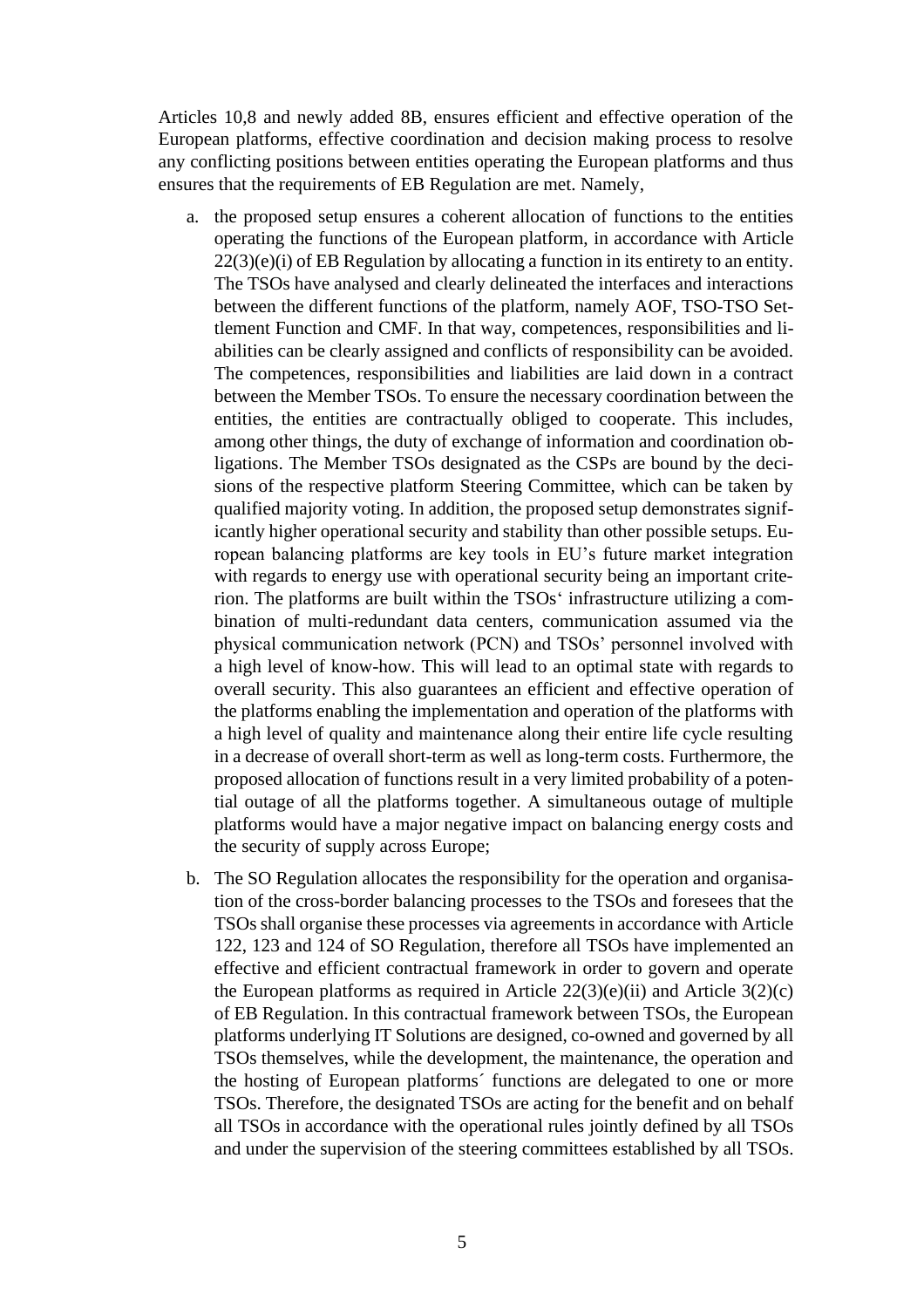Articles 10,8 and newly added 8B, ensures efficient and effective operation of the European platforms, effective coordination and decision making process to resolve any conflicting positions between entities operating the European platforms and thus ensures that the requirements of EB Regulation are met. Namely,

a. the proposed setup ensures a coherent allocation of functions to the entities operating the functions of the European platform, in accordance with Article 22(3)(e)(i) of EB Regulation by allocating a function in its entirety to an entity. The TSOs have analysed and clearly delineated the interfaces and interactions between the different functions of the platform, namely AOF, TSO-TSO Settlement Function and CMF. In that way, competences, responsibilities and liabilities can be clearly assigned and conflicts of responsibility can be avoided. The competences, responsibilities and liabilities are laid down in a contract between the Member TSOs. To ensure the necessary coordination between the entities, the entities are contractually obliged to cooperate. This includes, among other things, the duty of exchange of information and coordination obligations. The Member TSOs designated as the CSPs are bound by the decisions of the respective platform Steering Committee, which can be taken by qualified majority voting. In addition, the proposed setup demonstrates significantly higher operational security and stability than other possible setups. European balancing platforms are key tools in EU's future market integration with regards to energy use with operational security being an important criterion. The platforms are built within the TSOs' infrastructure utilizing a combination of multi-redundant data centers, communication assumed via the physical communication network (PCN) and TSOs' personnel involved with a high level of know-how. This will lead to an optimal state with regards to overall security. This also guarantees an efficient and effective operation of the platforms enabling the implementation and operation of the platforms with a high level of quality and maintenance along their entire life cycle resulting in a decrease of overall short-term as well as long-term costs. Furthermore, the proposed allocation of functions result in a very limited probability of a potential outage of all the platforms together. A simultaneous outage of multiple platforms would have a major negative impact on balancing energy costs and the security of supply across Europe;

b. The SO Regulation allocates the responsibility for the operation and organisation of the cross-border balancing processes to the TSOs and foresees that the TSOs shall organise these processes via agreements in accordance with Article 122, 123 and 124 of SO Regulation, therefore all TSOs have implemented an effective and efficient contractual framework in order to govern and operate the European platforms as required in Article 22(3)(e)(ii) and Article 3(2)(c) of EB Regulation. In this contractual framework between TSOs, the European platforms underlying IT Solutions are designed, co-owned and governed by all TSOs themselves, while the development, the maintenance, the operation and the hosting of European platforms´ functions are delegated to one or more TSOs. Therefore, the designated TSOs are acting for the benefit and on behalf all TSOs in accordance with the operational rules jointly defined by all TSOs and under the supervision of the steering committees established by all TSOs.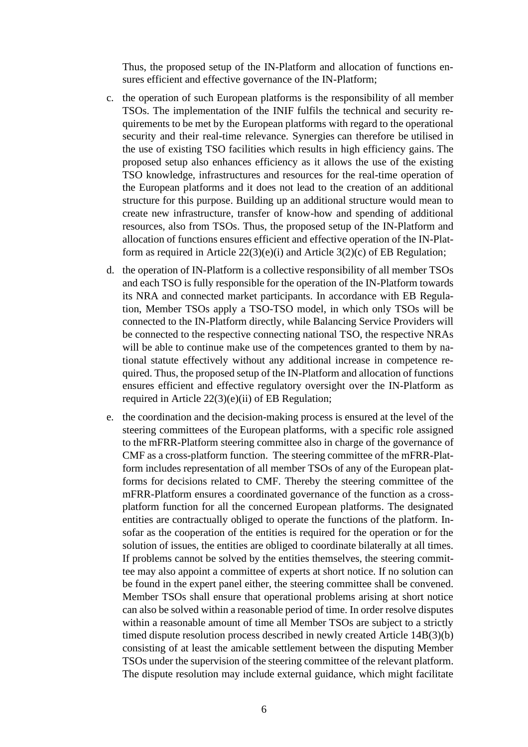Thus, the proposed setup of the IN-Platform and allocation of functions ensures efficient and effective governance of the IN-Platform;

c. the operation of such European platforms is the responsibility of all member TSOs. The implementation of the INIF fulfils the technical and security requirements to be met by the European platforms with regard to the operational security and their real-time relevance. Synergies can therefore be utilised in the use of existing TSO facilities which results in high efficiency gains. The proposed setup also enhances efficiency as it allows the use of the existing TSO knowledge, infrastructures and resources for the real-time operation of the European platforms and it does not lead to the creation of an additional structure for this purpose. Building up an additional structure would mean to create new infrastructure, transfer of know-how and spending of additional resources, also from TSOs. Thus, the proposed setup of the IN-Platform and allocation of functions ensures efficient and effective operation of the IN-Platform as required in Article 22(3)(e)(i) and Article 3(2)(c) of EB Regulation;

d. the operation of IN-Platform is a collective responsibility of all member TSOs and each TSO is fully responsible for the operation of the IN-Platform towards its NRA and connected market participants. In accordance with EB Regulation, Member TSOs apply a TSO-TSO model, in which only TSOs will be connected to the IN-Platform directly, while Balancing Service Providers will be connected to the respective connecting national TSO, the respective NRAs will be able to continue make use of the competences granted to them by national statute effectively without any additional increase in competence required. Thus, the proposed setup of the IN-Platform and allocation of functions ensures efficient and effective regulatory oversight over the IN-Platform as required in Article 22(3)(e)(ii) of EB Regulation;

e. the coordination and the decision-making process is ensured at the level of the steering committees of the European platforms, with a specific role assigned to the mFRR-Platform steering committee also in charge of the governance of CMF as a cross-platform function. The steering committee of the mFRR-Platform includes representation of all member TSOs of any of the European platforms for decisions related to CMF. Thereby the steering committee of the mFRR-Platform ensures a coordinated governance of the function as a cross-platform function for all the concerned European platforms. The designated entities are contractually obliged to operate the functions of the platform. Insofar as the cooperation of the entities is required for the operation or for the solution of issues, the entities are obliged to coordinate bilaterally at all times. If problems cannot be solved by the entities themselves, the steering committee may also appoint a committee of experts at short notice. If no solution can be found in the expert panel either, the steering committee shall be convened. Member TSOs shall ensure that operational problems arising at short notice can also be solved within a reasonable period of time. In order resolve disputes within a reasonable amount of time all Member TSOs are subject to a strictly timed dispute resolution process described in newly created Article 14B(3)(b) consisting of at least the amicable settlement between the disputing Member TSOs under the supervision of the steering committee of the relevant platform. The dispute resolution may include external guidance, which might facilitate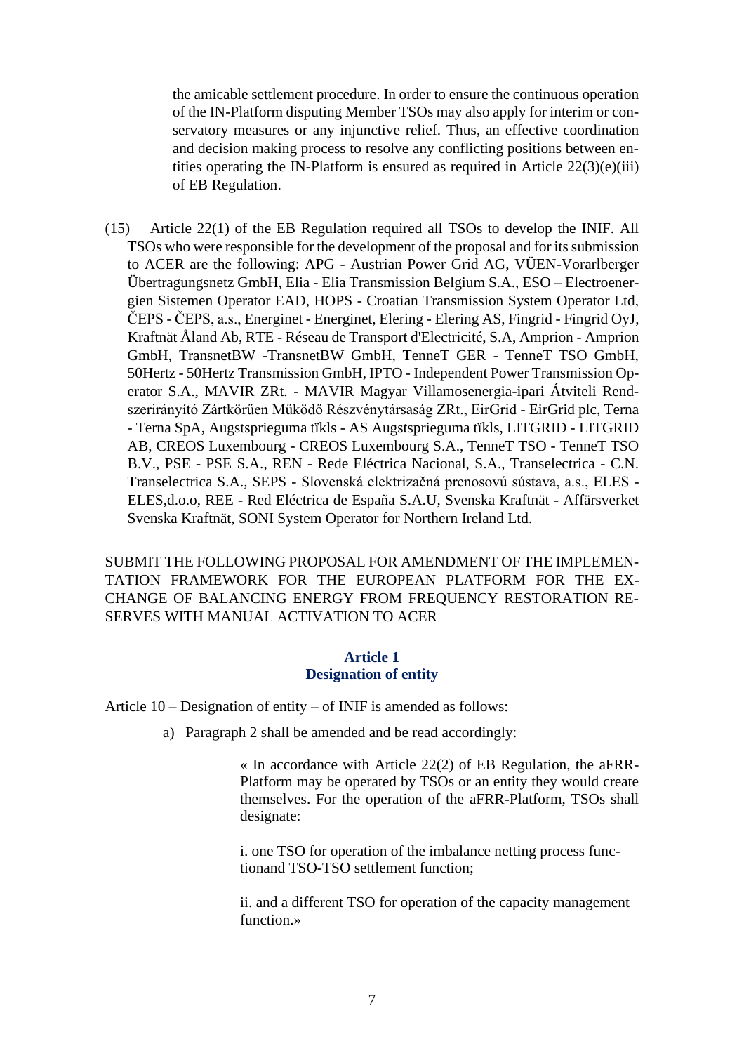the amicable settlement procedure. In order to ensure the continuous operation of the IN-Platform disputing Member TSOs may also apply for interim or conservatory measures or any injunctive relief. Thus, an effective coordination and decision making process to resolve any conflicting positions between entities operating the IN-Platform is ensured as required in Article 22(3)(e)(iii) of EB Regulation.

(15) Article 22(1) of the EB Regulation required all TSOs to develop the INIF. All TSOs who were responsible for the development of the proposal and for its submission to ACER are the following: APG - Austrian Power Grid AG, VÜEN-Vorarlberger Übertragungsnetz GmbH, Elia - Elia Transmission Belgium S.A., ESO – Electroenergien Sistemen Operator EAD, HOPS - Croatian Transmission System Operator Ltd, ČEPS - ČEPS, a.s., Energinet - Energinet, Elering - Elering AS, Fingrid - Fingrid OyJ, Kraftnät Åland Ab, RTE - Réseau de Transport d'Electricité, S.A, Amprion - Amprion GmbH, TransnetBW -TransnetBW GmbH, TenneT GER - TenneT TSO GmbH, 50Hertz - 50Hertz Transmission GmbH, IPTO - Independent Power Transmission Operator S.A., MAVIR ZRt. - MAVIR Magyar Villamosenergia-ipari Átviteli Rendszerirányító Zártkörűen Működő Részvénytársaság ZRt., EirGrid - EirGrid plc, Terna - Terna SpA, Augstsprieguma tīkls - AS Augstsprieguma tīkls, LITGRID - LITGRID AB, CREOS Luxembourg - CREOS Luxembourg S.A., TenneT TSO - TenneT TSO B.V., PSE - PSE S.A., REN - Rede Eléctrica Nacional, S.A., Transelectrica - C.N. Transelectrica S.A., SEPS - Slovenská elektrizačná prenosovú sústava, a.s., ELES - ELES,d.o.o, REE - Red Eléctrica de España S.A.U, Svenska Kraftnät - Affärsverket Svenska Kraftnät, SONI System Operator for Northern Ireland Ltd.

SUBMIT THE FOLLOWING PROPOSAL FOR AMENDMENT OF THE IMPLEMENTATION FRAMEWORK FOR THE EUROPEAN PLATFORM FOR THE EXCHANGE OF BALANCING ENERGY FROM FREQUENCY RESTORATION RESERVES WITH MANUAL ACTIVATION TO ACER

## Article 1
## Designation of entity

Article 10 – Designation of entity – of INIF is amended as follows:

a) Paragraph 2 shall be amended and be read accordingly:

> « In accordance with Article 22(2) of EB Regulation, the aFRR-Platform may be operated by TSOs or an entity they would create themselves. For the operation of the aFRR-Platform, TSOs shall designate:
>
> i. one TSO for operation of the imbalance netting process functionand TSO-TSO settlement function;
>
> ii. and a different TSO for operation of the capacity management function.»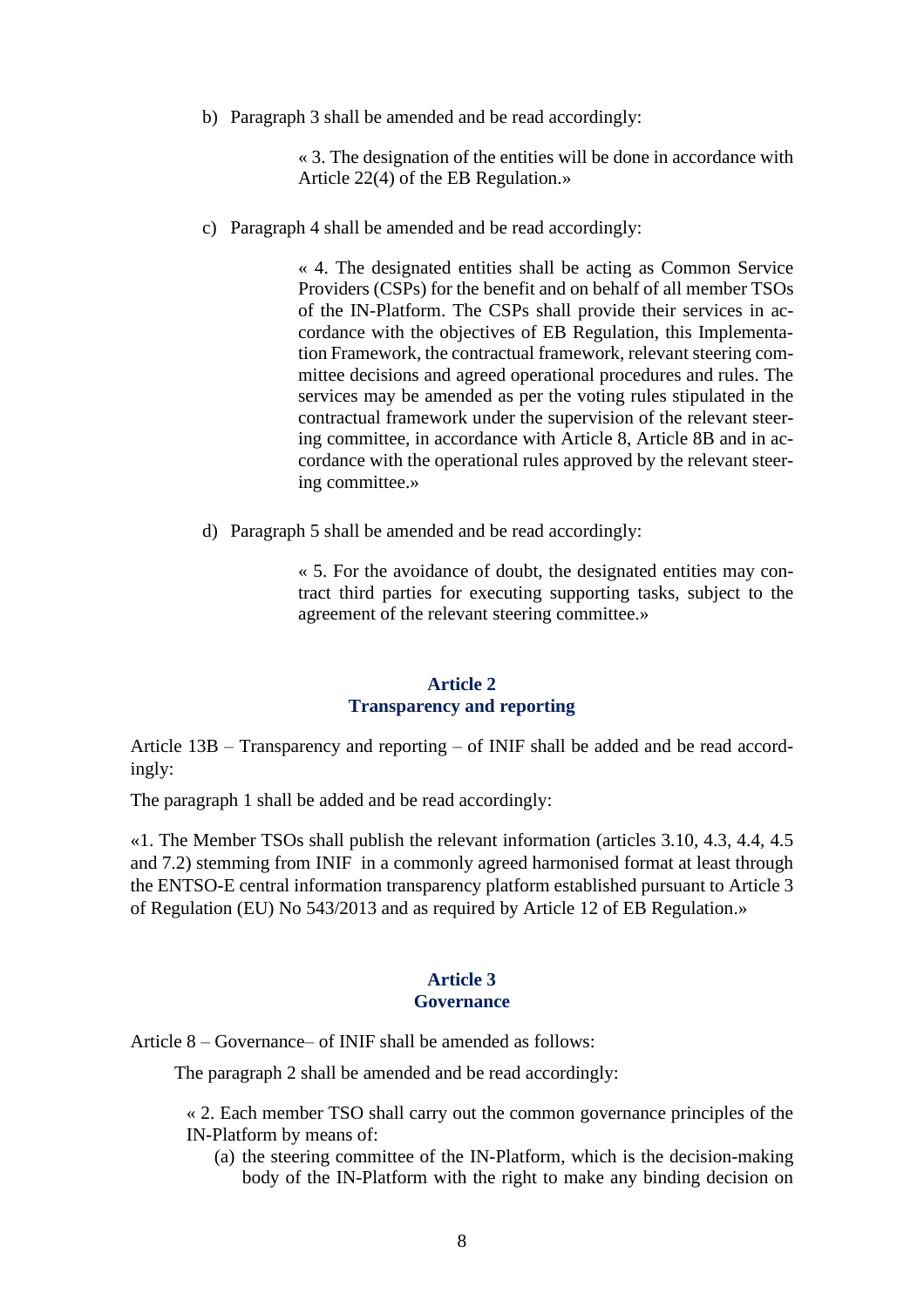b) Paragraph 3 shall be amended and be read accordingly:

> « 3. The designation of the entities will be done in accordance with Article 22(4) of the EB Regulation.»

c) Paragraph 4 shall be amended and be read accordingly:

> « 4. The designated entities shall be acting as Common Service Providers (CSPs) for the benefit and on behalf of all member TSOs of the IN-Platform. The CSPs shall provide their services in accordance with the objectives of EB Regulation, this Implementation Framework, the contractual framework, relevant steering committee decisions and agreed operational procedures and rules. The services may be amended as per the voting rules stipulated in the contractual framework under the supervision of the relevant steering committee, in accordance with Article 8, Article 8B and in accordance with the operational rules approved by the relevant steering committee.»

d) Paragraph 5 shall be amended and be read accordingly:

> « 5. For the avoidance of doubt, the designated entities may contract third parties for executing supporting tasks, subject to the agreement of the relevant steering committee.»

## Article 2
## Transparency and reporting

Article 13B – Transparency and reporting – of INIF shall be added and be read accordingly:

The paragraph 1 shall be added and be read accordingly:

«1. The Member TSOs shall publish the relevant information (articles 3.10, 4.3, 4.4, 4.5 and 7.2) stemming from INIF in a commonly agreed harmonised format at least through the ENTSO-E central information transparency platform established pursuant to Article 3 of Regulation (EU) No 543/2013 and as required by Article 12 of EB Regulation.»

## Article 3
## Governance

Article 8 – Governance– of INIF shall be amended as follows:

The paragraph 2 shall be amended and be read accordingly:

« 2. Each member TSO shall carry out the common governance principles of the IN-Platform by means of:

(a) the steering committee of the IN-Platform, which is the decision-making body of the IN-Platform with the right to make any binding decision on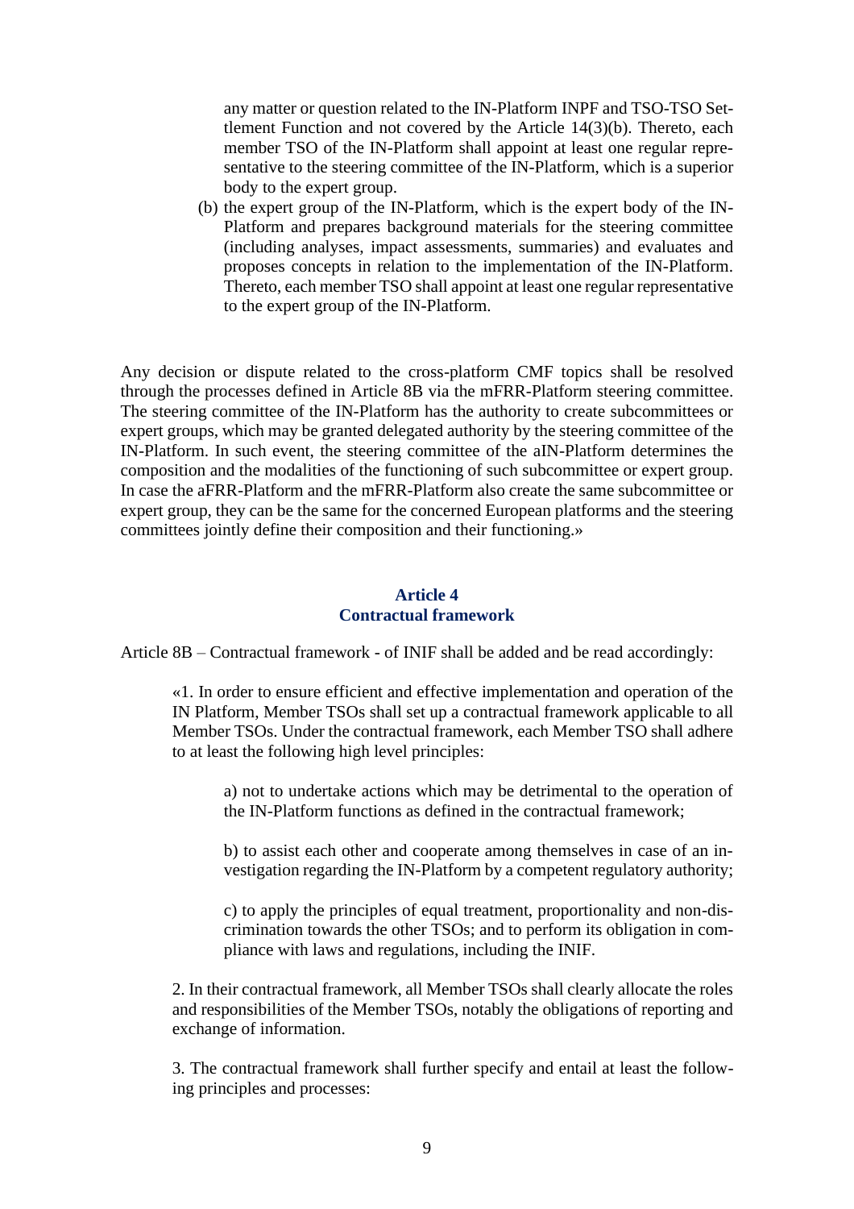any matter or question related to the IN-Platform INPF and TSO-TSO Settlement Function and not covered by the Article 14(3)(b). Thereto, each member TSO of the IN-Platform shall appoint at least one regular representative to the steering committee of the IN-Platform, which is a superior body to the expert group.

(b) the expert group of the IN-Platform, which is the expert body of the IN-Platform and prepares background materials for the steering committee (including analyses, impact assessments, summaries) and evaluates and proposes concepts in relation to the implementation of the IN-Platform. Thereto, each member TSO shall appoint at least one regular representative to the expert group of the IN-Platform.

Any decision or dispute related to the cross-platform CMF topics shall be resolved through the processes defined in Article 8B via the mFRR-Platform steering committee. The steering committee of the IN-Platform has the authority to create subcommittees or expert groups, which may be granted delegated authority by the steering committee of the IN-Platform. In such event, the steering committee of the aIN-Platform determines the composition and the modalities of the functioning of such subcommittee or expert group. In case the aFRR-Platform and the mFRR-Platform also create the same subcommittee or expert group, they can be the same for the concerned European platforms and the steering committees jointly define their composition and their functioning.»

## Article 4
## Contractual framework

Article 8B – Contractual framework - of INIF shall be added and be read accordingly:

«1. In order to ensure efficient and effective implementation and operation of the IN Platform, Member TSOs shall set up a contractual framework applicable to all Member TSOs. Under the contractual framework, each Member TSO shall adhere to at least the following high level principles:

a) not to undertake actions which may be detrimental to the operation of the IN-Platform functions as defined in the contractual framework;

b) to assist each other and cooperate among themselves in case of an investigation regarding the IN-Platform by a competent regulatory authority;

c) to apply the principles of equal treatment, proportionality and non-discrimination towards the other TSOs; and to perform its obligation in compliance with laws and regulations, including the INIF.

2. In their contractual framework, all Member TSOs shall clearly allocate the roles and responsibilities of the Member TSOs, notably the obligations of reporting and exchange of information.

3. The contractual framework shall further specify and entail at least the following principles and processes: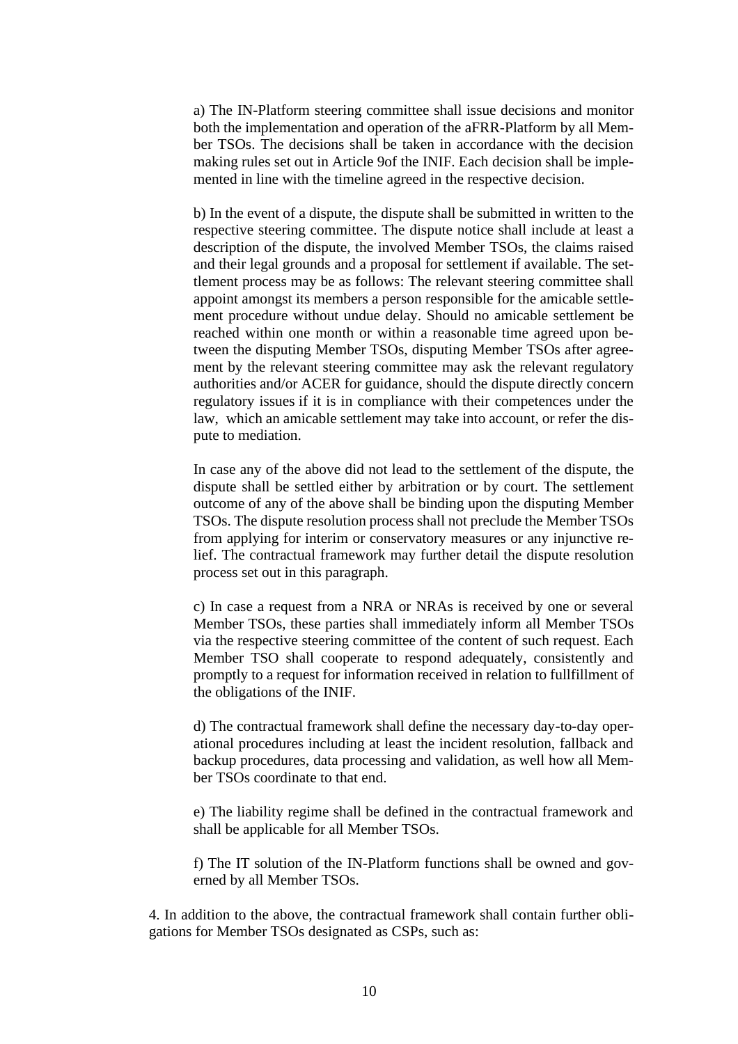a) The IN-Platform steering committee shall issue decisions and monitor both the implementation and operation of the aFRR-Platform by all Member TSOs. The decisions shall be taken in accordance with the decision making rules set out in Article 9of the INIF. Each decision shall be implemented in line with the timeline agreed in the respective decision.

b) In the event of a dispute, the dispute shall be submitted in written to the respective steering committee. The dispute notice shall include at least a description of the dispute, the involved Member TSOs, the claims raised and their legal grounds and a proposal for settlement if available. The settlement process may be as follows: The relevant steering committee shall appoint amongst its members a person responsible for the amicable settlement procedure without undue delay. Should no amicable settlement be reached within one month or within a reasonable time agreed upon between the disputing Member TSOs, disputing Member TSOs after agreement by the relevant steering committee may ask the relevant regulatory authorities and/or ACER for guidance, should the dispute directly concern regulatory issues if it is in compliance with their competences under the law, which an amicable settlement may take into account, or refer the dispute to mediation.

In case any of the above did not lead to the settlement of the dispute, the dispute shall be settled either by arbitration or by court. The settlement outcome of any of the above shall be binding upon the disputing Member TSOs. The dispute resolution process shall not preclude the Member TSOs from applying for interim or conservatory measures or any injunctive relief. The contractual framework may further detail the dispute resolution process set out in this paragraph.

c) In case a request from a NRA or NRAs is received by one or several Member TSOs, these parties shall immediately inform all Member TSOs via the respective steering committee of the content of such request. Each Member TSO shall cooperate to respond adequately, consistently and promptly to a request for information received in relation to fullfillment of the obligations of the INIF.

d) The contractual framework shall define the necessary day-to-day operational procedures including at least the incident resolution, fallback and backup procedures, data processing and validation, as well how all Member TSOs coordinate to that end.

e) The liability regime shall be defined in the contractual framework and shall be applicable for all Member TSOs.

f) The IT solution of the IN-Platform functions shall be owned and governed by all Member TSOs.

4. In addition to the above, the contractual framework shall contain further obligations for Member TSOs designated as CSPs, such as: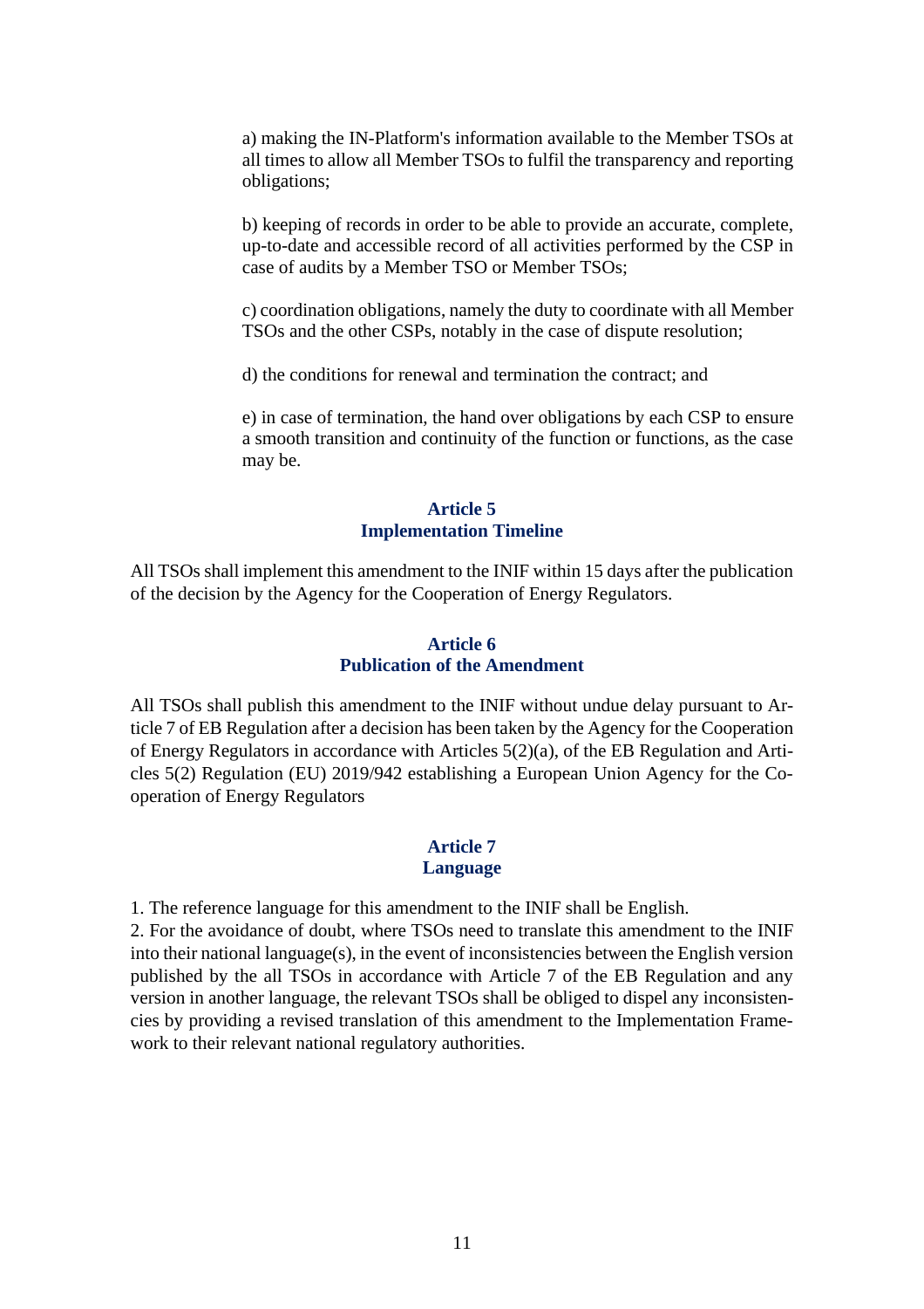a) making the IN-Platform's information available to the Member TSOs at all times to allow all Member TSOs to fulfil the transparency and reporting obligations;

b) keeping of records in order to be able to provide an accurate, complete, up-to-date and accessible record of all activities performed by the CSP in case of audits by a Member TSO or Member TSOs;

c) coordination obligations, namely the duty to coordinate with all Member TSOs and the other CSPs, notably in the case of dispute resolution;

d) the conditions for renewal and termination the contract; and

e) in case of termination, the hand over obligations by each CSP to ensure a smooth transition and continuity of the function or functions, as the case may be.

## Article 5
## Implementation Timeline

All TSOs shall implement this amendment to the INIF within 15 days after the publication of the decision by the Agency for the Cooperation of Energy Regulators.

## Article 6
## Publication of the Amendment

All TSOs shall publish this amendment to the INIF without undue delay pursuant to Article 7 of EB Regulation after a decision has been taken by the Agency for the Cooperation of Energy Regulators in accordance with Articles 5(2)(a), of the EB Regulation and Articles 5(2) Regulation (EU) 2019/942 establishing a European Union Agency for the Cooperation of Energy Regulators

## Article 7
## Language

1. The reference language for this amendment to the INIF shall be English.
2. For the avoidance of doubt, where TSOs need to translate this amendment to the INIF into their national language(s), in the event of inconsistencies between the English version published by the all TSOs in accordance with Article 7 of the EB Regulation and any version in another language, the relevant TSOs shall be obliged to dispel any inconsistencies by providing a revised translation of this amendment to the Implementation Framework to their relevant national regulatory authorities.